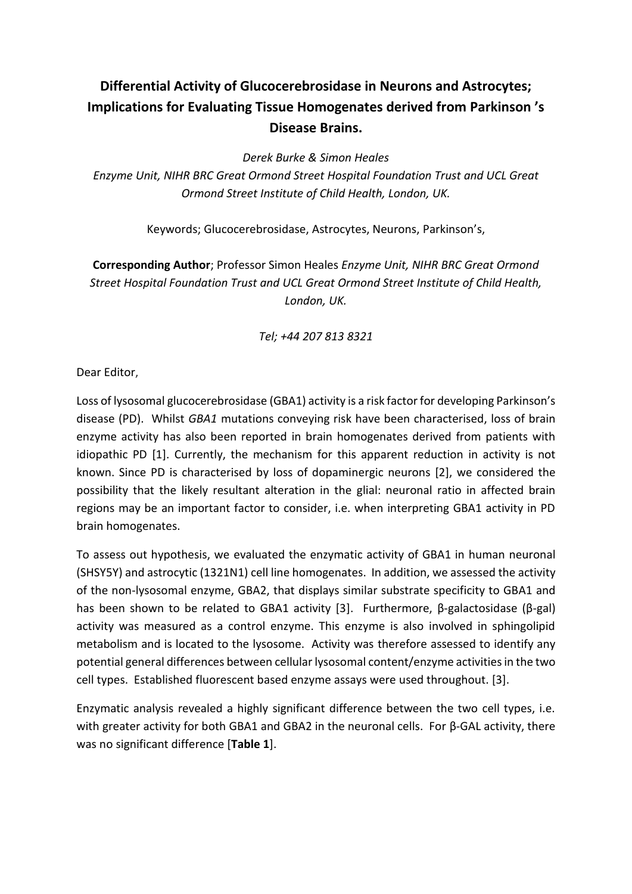# Differential Activity of Glucocerebrosidase in Neurons and Astrocytes; Implications for Evaluating Tissue Homogenates derived from Parkinson 's Disease Brains.

*Derek Burke & Simon Heales*

*Enzyme Unit, NIHR BRC Great Ormond Street Hospital Foundation Trust and UCL Great Ormond Street Institute of Child Health, London, UK.*

Keywords; Glucocerebrosidase, Astrocytes, Neurons, Parkinson's,

**Corresponding Author**; Professor Simon Heales *Enzyme Unit, NIHR BRC Great Ormond Street Hospital Foundation Trust and UCL Great Ormond Street Institute of Child Health, London, UK.*

*Tel; +44 207 813 8321*

Dear Editor,

Loss of lysosomal glucocerebrosidase (GBA1) activity is a risk factor for developing Parkinson's disease (PD). Whilst *GBA1* mutations conveying risk have been characterised, loss of brain enzyme activity has also been reported in brain homogenates derived from patients with idiopathic PD [1]. Currently, the mechanism for this apparent reduction in activity is not known. Since PD is characterised by loss of dopaminergic neurons [2], we considered the possibility that the likely resultant alteration in the glial: neuronal ratio in affected brain regions may be an important factor to consider, i.e. when interpreting GBA1 activity in PD brain homogenates.

To assess out hypothesis, we evaluated the enzymatic activity of GBA1 in human neuronal (SHSY5Y) and astrocytic (1321N1) cell line homogenates. In addition, we assessed the activity of the non-lysosomal enzyme, GBA2, that displays similar substrate specificity to GBA1 and has been shown to be related to GBA1 activity [3]. Furthermore, β-galactosidase (β-gal) activity was measured as a control enzyme. This enzyme is also involved in sphingolipid metabolism and is located to the lysosome. Activity was therefore assessed to identify any potential general differences between cellular lysosomal content/enzyme activities in the two cell types. Established fluorescent based enzyme assays were used throughout. [3].

Enzymatic analysis revealed a highly significant difference between the two cell types, i.e. with greater activity for both GBA1 and GBA2 in the neuronal cells. For β-GAL activity, there was no significant difference [**Table 1**].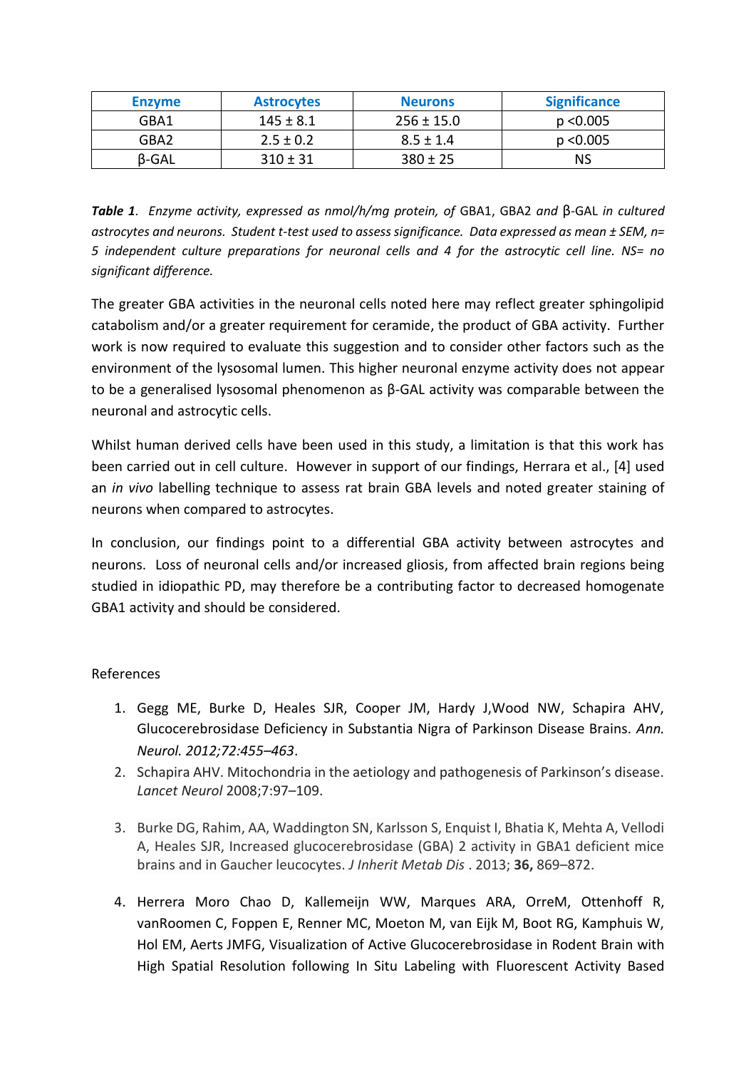| Enzyme | Astrocytes | Neurons | Significance |
| --- | --- | --- | --- |
| GBA1 | 145 ± 8.1 | 256 ± 15.0 | p <0.005 |
| GBA2 | 2.5 ± 0.2 | 8.5 ± 1.4 | p <0.005 |
| β-GAL | 310 ± 31 | 380 ± 25 | NS |

***Table 1**. Enzyme activity, expressed as nmol/h/mg protein, of* GBA1, GBA2 *and* β-GAL *in cultured astrocytes and neurons. Student t-test used to assess significance. Data expressed as mean ± SEM, n= 5 independent culture preparations for neuronal cells and 4 for the astrocytic cell line. NS= no significant difference.*

The greater GBA activities in the neuronal cells noted here may reflect greater sphingolipid catabolism and/or a greater requirement for ceramide, the product of GBA activity. Further work is now required to evaluate this suggestion and to consider other factors such as the environment of the lysosomal lumen. This higher neuronal enzyme activity does not appear to be a generalised lysosomal phenomenon as β-GAL activity was comparable between the neuronal and astrocytic cells.

Whilst human derived cells have been used in this study, a limitation is that this work has been carried out in cell culture. However in support of our findings, Herrara et al., [4] used an *in vivo* labelling technique to assess rat brain GBA levels and noted greater staining of neurons when compared to astrocytes.

In conclusion, our findings point to a differential GBA activity between astrocytes and neurons. Loss of neuronal cells and/or increased gliosis, from affected brain regions being studied in idiopathic PD, may therefore be a contributing factor to decreased homogenate GBA1 activity and should be considered.

References

1. Gegg ME, Burke D, Heales SJR, Cooper JM, Hardy J,Wood NW, Schapira AHV, Glucocerebrosidase Deficiency in Substantia Nigra of Parkinson Disease Brains. *Ann. Neurol. 2012;72:455–463*.
2. Schapira AHV. Mitochondria in the aetiology and pathogenesis of Parkinson's disease. *Lancet Neurol* 2008;7:97–109.
3. Burke DG, Rahim, AA, Waddington SN, Karlsson S, Enquist I, Bhatia K, Mehta A, Vellodi A, Heales SJR, Increased glucocerebrosidase (GBA) 2 activity in GBA1 deficient mice brains and in Gaucher leucocytes. *J Inherit Metab Dis* . 2013; **36,** 869–872.
4. Herrera Moro Chao D, Kallemeijn WW, Marques ARA, OrreM, Ottenhoff R, vanRoomen C, Foppen E, Renner MC, Moeton M, van Eijk M, Boot RG, Kamphuis W, Hol EM, Aerts JMFG, Visualization of Active Glucocerebrosidase in Rodent Brain with High Spatial Resolution following In Situ Labeling with Fluorescent Activity Based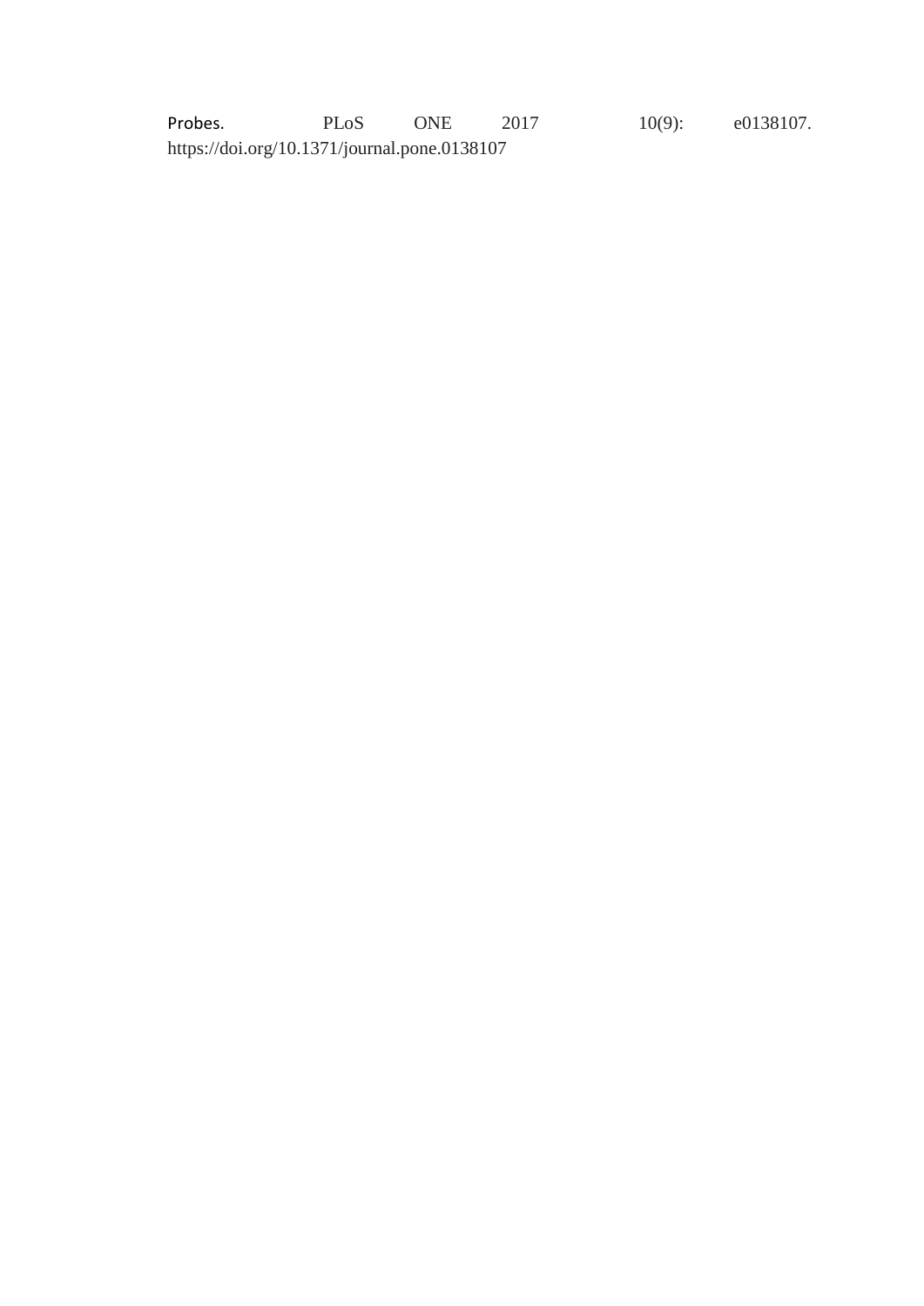Probes. PLoS ONE 2017 10(9): e0138107. https://doi.org/10.1371/journal.pone.0138107